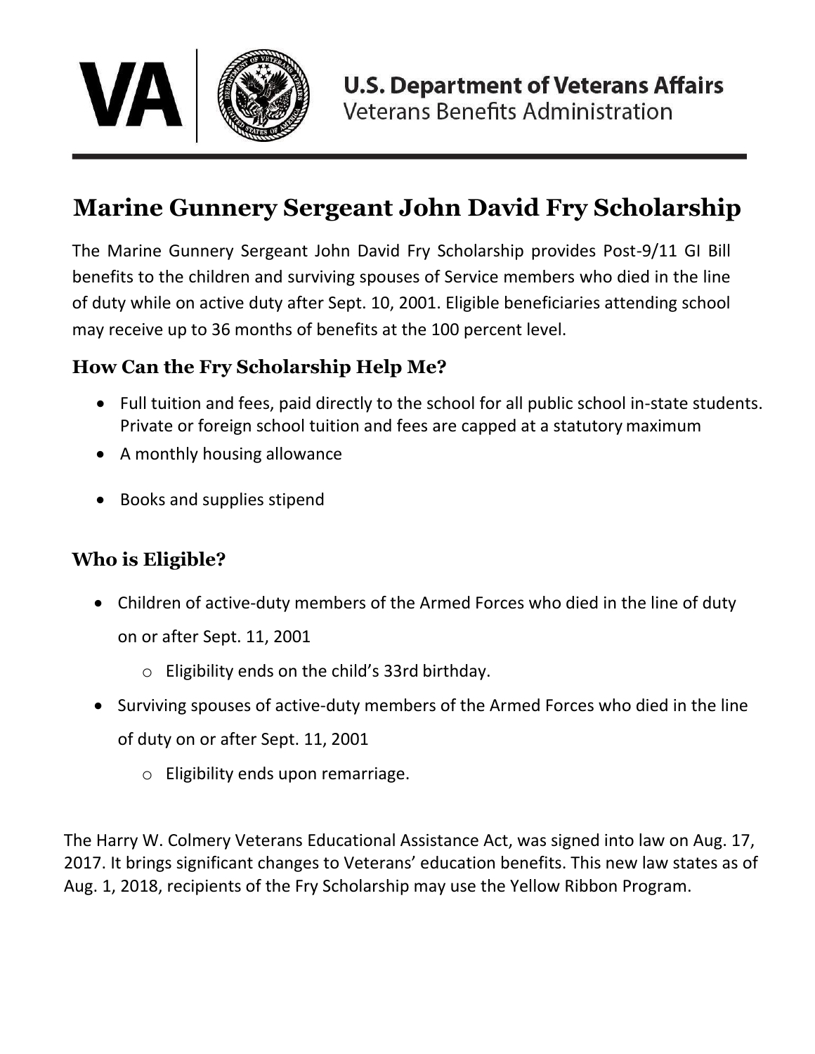**U.S. Department of Veterans Affairs**
Veterans Benefits Administration

# Marine Gunnery Sergeant John David Fry Scholarship

The Marine Gunnery Sergeant John David Fry Scholarship provides Post-9/11 GI Bill benefits to the children and surviving spouses of Service members who died in the line of duty while on active duty after Sept. 10, 2001. Eligible beneficiaries attending school may receive up to 36 months of benefits at the 100 percent level.

## How Can the Fry Scholarship Help Me?

- Full tuition and fees, paid directly to the school for all public school in-state students. Private or foreign school tuition and fees are capped at a statutory maximum
- A monthly housing allowance
- Books and supplies stipend

## Who is Eligible?

- Children of active-duty members of the Armed Forces who died in the line of duty on or after Sept. 11, 2001
  - Eligibility ends on the child's 33rd birthday.
- Surviving spouses of active-duty members of the Armed Forces who died in the line of duty on or after Sept. 11, 2001
  - Eligibility ends upon remarriage.

The Harry W. Colmery Veterans Educational Assistance Act, was signed into law on Aug. 17, 2017. It brings significant changes to Veterans' education benefits. This new law states as of Aug. 1, 2018, recipients of the Fry Scholarship may use the Yellow Ribbon Program.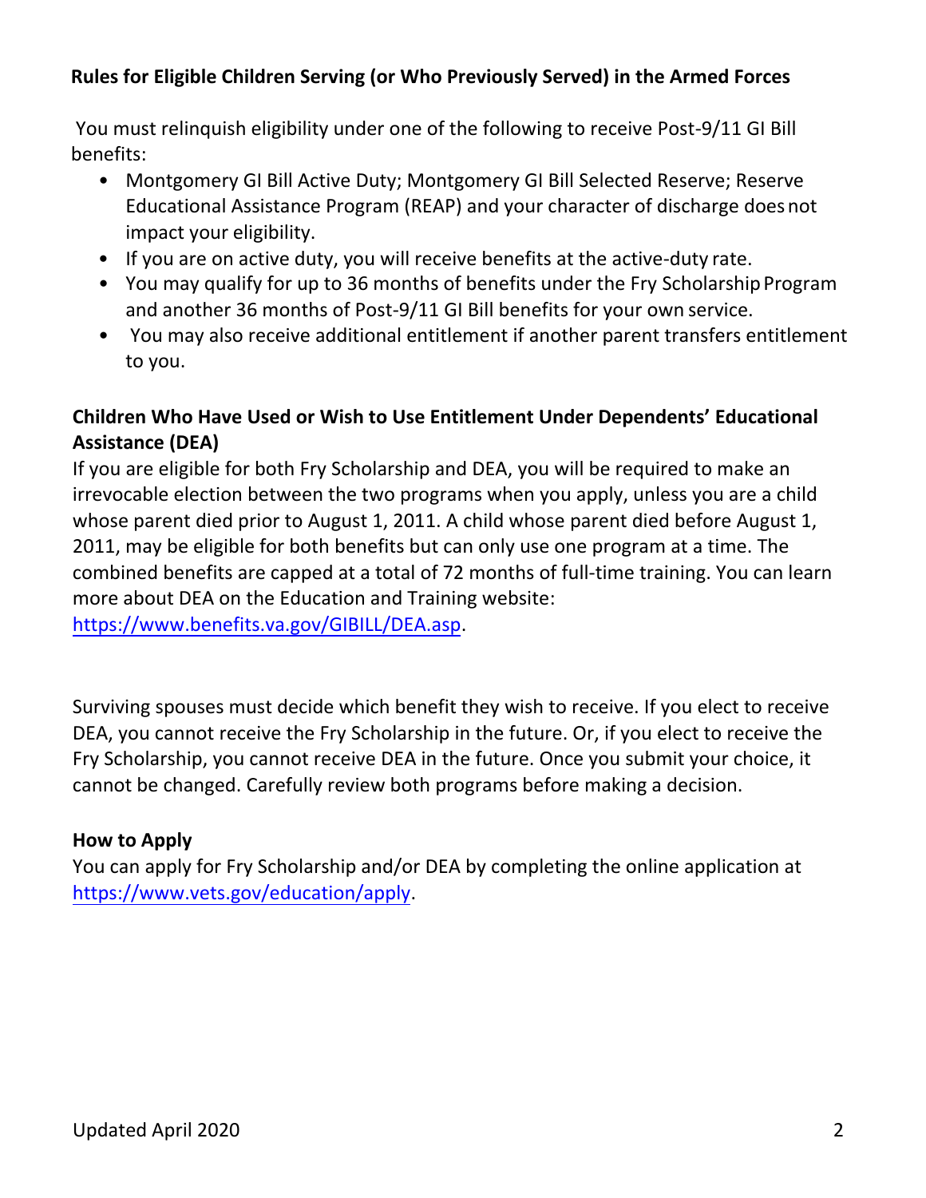**Rules for Eligible Children Serving (or Who Previously Served) in the Armed Forces**

You must relinquish eligibility under one of the following to receive Post-9/11 GI Bill benefits:

- Montgomery GI Bill Active Duty; Montgomery GI Bill Selected Reserve; Reserve Educational Assistance Program (REAP) and your character of discharge does not impact your eligibility.
- If you are on active duty, you will receive benefits at the active-duty rate.
- You may qualify for up to 36 months of benefits under the Fry Scholarship Program and another 36 months of Post-9/11 GI Bill benefits for your own service.
- You may also receive additional entitlement if another parent transfers entitlement to you.

**Children Who Have Used or Wish to Use Entitlement Under Dependents' Educational Assistance (DEA)**

If you are eligible for both Fry Scholarship and DEA, you will be required to make an irrevocable election between the two programs when you apply, unless you are a child whose parent died prior to August 1, 2011. A child whose parent died before August 1, 2011, may be eligible for both benefits but can only use one program at a time. The combined benefits are capped at a total of 72 months of full-time training. You can learn more about DEA on the Education and Training website: [https://www.benefits.va.gov/GIBILL/DEA.asp](https://www.benefits.va.gov/GIBILL/DEA.asp).

Surviving spouses must decide which benefit they wish to receive. If you elect to receive DEA, you cannot receive the Fry Scholarship in the future. Or, if you elect to receive the Fry Scholarship, you cannot receive DEA in the future. Once you submit your choice, it cannot be changed. Carefully review both programs before making a decision.

**How to Apply**

You can apply for Fry Scholarship and/or DEA by completing the online application at [https://www.vets.gov/education/apply](https://www.vets.gov/education/apply).

Updated April 2020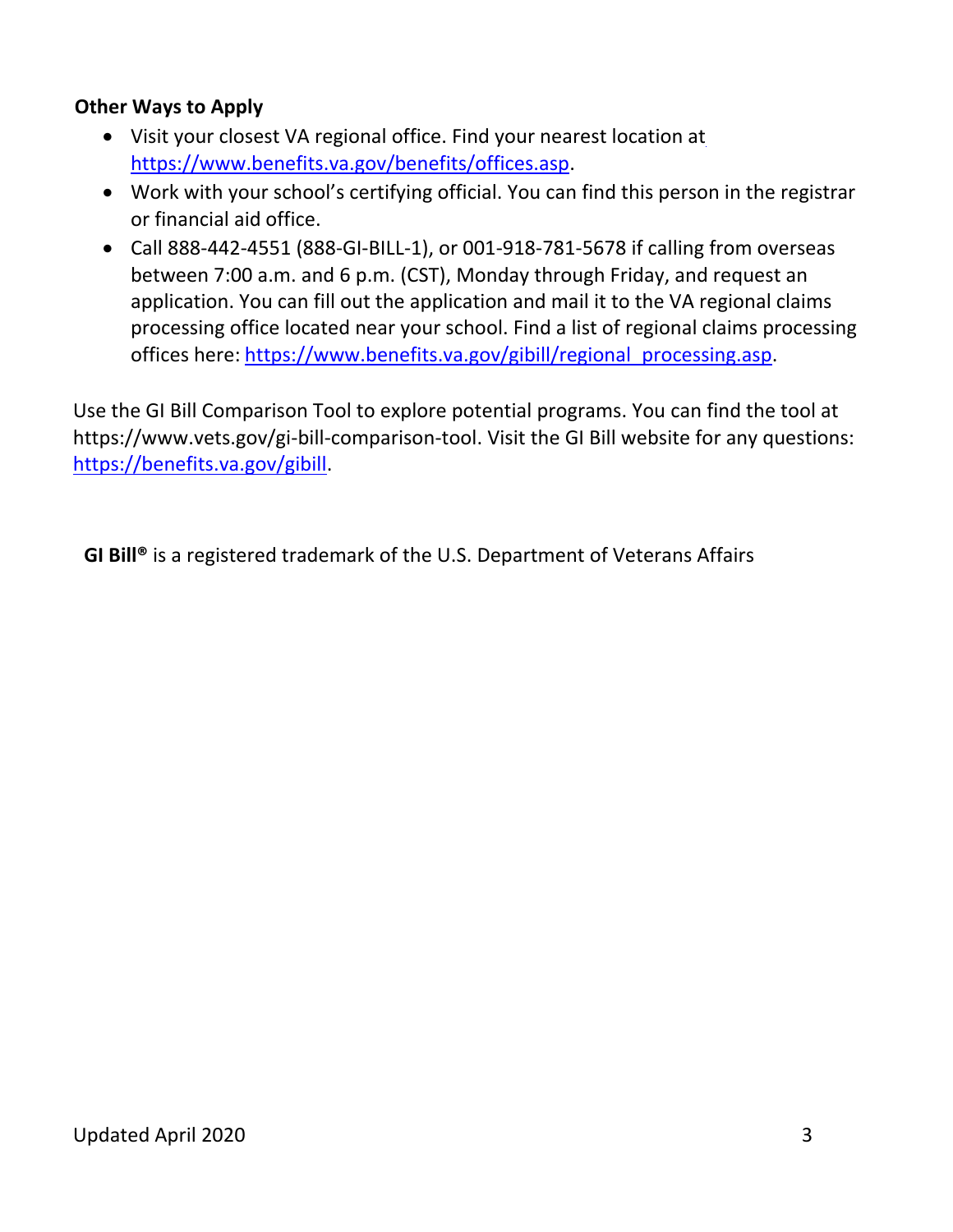**Other Ways to Apply**

- Visit your closest VA regional office. Find your nearest location at https://www.benefits.va.gov/benefits/offices.asp.
- Work with your school's certifying official. You can find this person in the registrar or financial aid office.
- Call 888-442-4551 (888-GI-BILL-1), or 001-918-781-5678 if calling from overseas between 7:00 a.m. and 6 p.m. (CST), Monday through Friday, and request an application. You can fill out the application and mail it to the VA regional claims processing office located near your school. Find a list of regional claims processing offices here: https://www.benefits.va.gov/gibill/regional_processing.asp.

Use the GI Bill Comparison Tool to explore potential programs. You can find the tool at https://www.vets.gov/gi-bill-comparison-tool. Visit the GI Bill website for any questions: https://benefits.va.gov/gibill.

**GI Bill®** is a registered trademark of the U.S. Department of Veterans Affairs

Updated April 2020